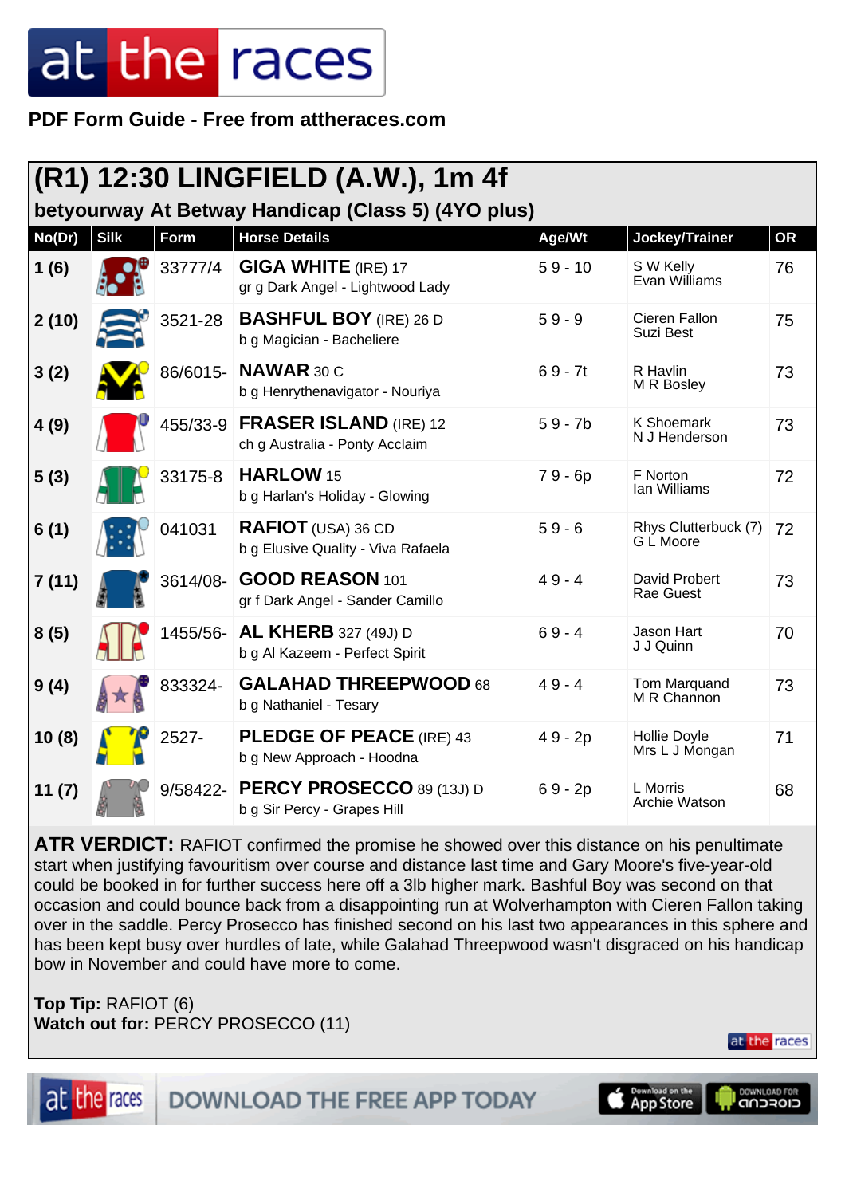PDF Form Guide - Free from attheraces.com

# (R1) 12:30 LINGFIELD (A.W.), 1m 4f

## betyourway At Betway Handicap (Class 5) (4YO plus)

| No(Dr) | Silk | Form | Horse Details | Age/Wt | Jockey/Trainer | OR |
|---|---|---|---|---|---|---|
| 1 (6) | | 33777/4 | **GIGA WHITE** (IRE) 17<br>gr g Dark Angel - Lightwood Lady | 5 9 - 10 | S W Kelly<br>Evan Williams | 76 |
| 2 (10) | | 3521-28 | **BASHFUL BOY** (IRE) 26 D<br>b g Magician - Bacheliere | 5 9 - 9 | Cieren Fallon<br>Suzi Best | 75 |
| 3 (2) | | 86/6015- | **NAWAR** 30 C<br>b g Henrythenavigator - Nouriya | 6 9 - 7t | R Havlin<br>M R Bosley | 73 |
| 4 (9) | | 455/33-9 | **FRASER ISLAND** (IRE) 12<br>ch g Australia - Ponty Acclaim | 5 9 - 7b | K Shoemark<br>N J Henderson | 73 |
| 5 (3) | | 33175-8 | **HARLOW** 15<br>b g Harlan's Holiday - Glowing | 7 9 - 6p | F Norton<br>Ian Williams | 72 |
| 6 (1) | | 041031 | **RAFIOT** (USA) 36 CD<br>b g Elusive Quality - Viva Rafaela | 5 9 - 6 | Rhys Clutterbuck (7)<br>G L Moore | 72 |
| 7 (11) | | 3614/08- | **GOOD REASON** 101<br>gr f Dark Angel - Sander Camillo | 4 9 - 4 | David Probert<br>Rae Guest | 73 |
| 8 (5) | | 1455/56- | **AL KHERB** 327 (49J) D<br>b g Al Kazeem - Perfect Spirit | 6 9 - 4 | Jason Hart<br>J J Quinn | 70 |
| 9 (4) | | 833324- | **GALAHAD THREEPWOOD** 68<br>b g Nathaniel - Tesary | 4 9 - 4 | Tom Marquand<br>M R Channon | 73 |
| 10 (8) | | 2527- | **PLEDGE OF PEACE** (IRE) 43<br>b g New Approach - Hoodna | 4 9 - 2p | Hollie Doyle<br>Mrs L J Mongan | 71 |
| 11 (7) | | 9/58422- | **PERCY PROSECCO** 89 (13J) D<br>b g Sir Percy - Grapes Hill | 6 9 - 2p | L Morris<br>Archie Watson | 68 |

**ATR VERDICT:** RAFIOT confirmed the promise he showed over this distance on his penultimate start when justifying favouritism over course and distance last time and Gary Moore's five-year-old could be booked in for further success here off a 3lb higher mark. Bashful Boy was second on that occasion and could bounce back from a disappointing run at Wolverhampton with Cieren Fallon taking over in the saddle. Percy Prosecco has finished second on his last two appearances in this sphere and has been kept busy over hurdles of late, while Galahad Threepwood wasn't disgraced on his handicap bow in November and could have more to come.

**Top Tip:** RAFIOT (6)
**Watch out for:** PERCY PROSECCO (11)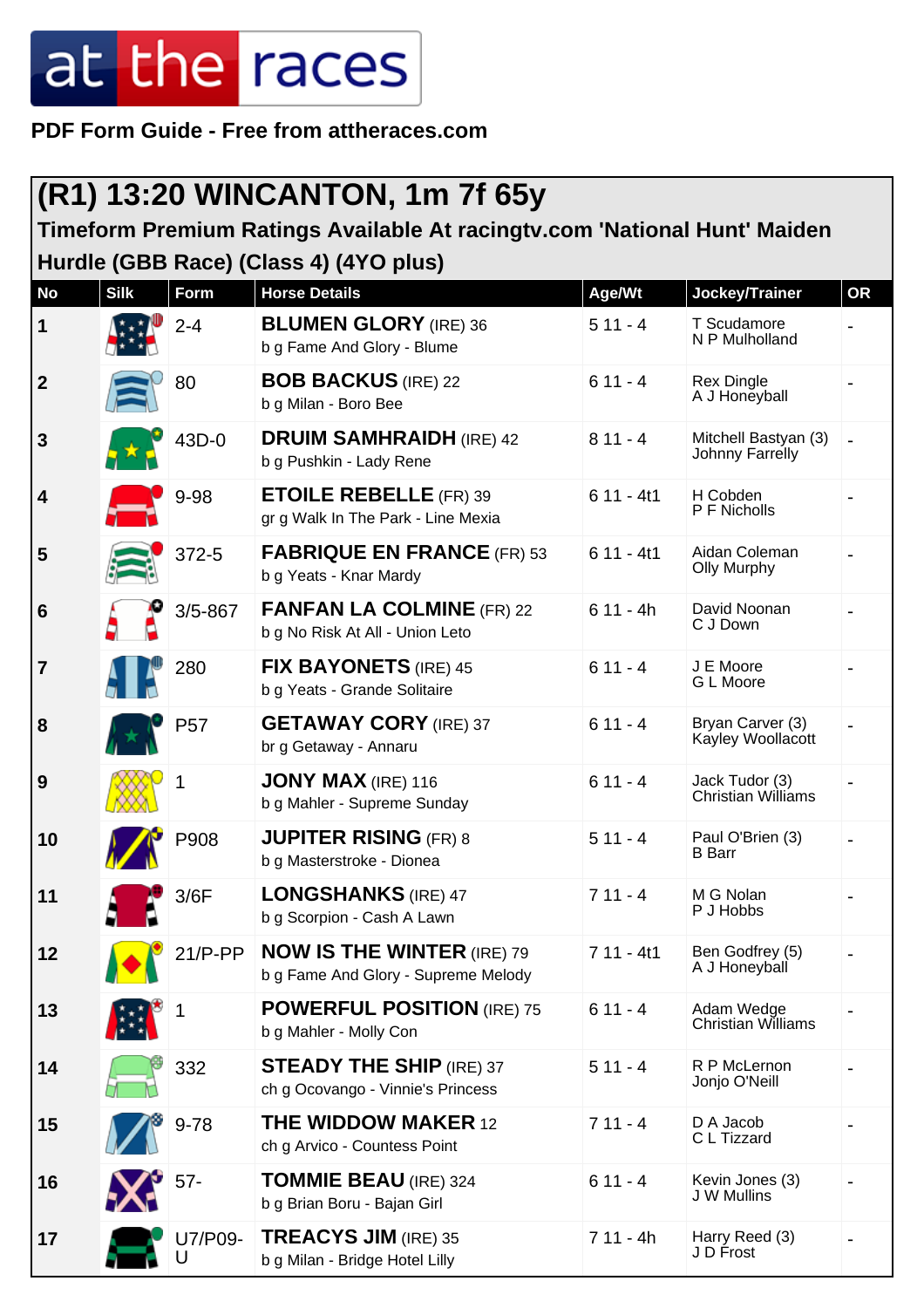**at the races**

**PDF Form Guide - Free from attheraces.com**

## (R1) 13:20 WINCANTON, 1m 7f 65y

### Timeform Premium Ratings Available At racingtv.com 'National Hunt' Maiden Hurdle (GBB Race) (Class 4) (4YO plus)

| No | Silk | Form | Horse Details | Age/Wt | Jockey/Trainer | OR |
|---|---|---|---|---|---|---|
| 1 | | 2-4 | **BLUMEN GLORY** (IRE) 36<br>b g Fame And Glory - Blume | 5 11 - 4 | T Scudamore<br>N P Mulholland | - |
| 2 | | 80 | **BOB BACKUS** (IRE) 22<br>b g Milan - Boro Bee | 6 11 - 4 | Rex Dingle<br>A J Honeyball | - |
| 3 | | 43D-0 | **DRUIM SAMHRAIDH** (IRE) 42<br>b g Pushkin - Lady Rene | 8 11 - 4 | Mitchell Bastyan (3)<br>Johnny Farrelly | - |
| 4 | | 9-98 | **ETOILE REBELLE** (FR) 39<br>gr g Walk In The Park - Line Mexia | 6 11 - 4t1 | H Cobden<br>P F Nicholls | - |
| 5 | | 372-5 | **FABRIQUE EN FRANCE** (FR) 53<br>b g Yeats - Knar Mardy | 6 11 - 4t1 | Aidan Coleman<br>Olly Murphy | - |
| 6 | | 3/5-867 | **FANFAN LA COLMINE** (FR) 22<br>b g No Risk At All - Union Leto | 6 11 - 4h | David Noonan<br>C J Down | - |
| 7 | | 280 | **FIX BAYONETS** (IRE) 45<br>b g Yeats - Grande Solitaire | 6 11 - 4 | J E Moore<br>G L Moore | - |
| 8 | | P57 | **GETAWAY CORY** (IRE) 37<br>br g Getaway - Annaru | 6 11 - 4 | Bryan Carver (3)<br>Kayley Woollacott | - |
| 9 | | 1 | **JONY MAX** (IRE) 116<br>b g Mahler - Supreme Sunday | 6 11 - 4 | Jack Tudor (3)<br>Christian Williams | - |
| 10 | | P908 | **JUPITER RISING** (FR) 8<br>b g Masterstroke - Dionea | 5 11 - 4 | Paul O'Brien (3)<br>B Barr | - |
| 11 | | 3/6F | **LONGSHANKS** (IRE) 47<br>b g Scorpion - Cash A Lawn | 7 11 - 4 | M G Nolan<br>P J Hobbs | - |
| 12 | | 21/P-PP | **NOW IS THE WINTER** (IRE) 79<br>b g Fame And Glory - Supreme Melody | 7 11 - 4t1 | Ben Godfrey (5)<br>A J Honeyball | - |
| 13 | | 1 | **POWERFUL POSITION** (IRE) 75<br>b g Mahler - Molly Con | 6 11 - 4 | Adam Wedge<br>Christian Williams | - |
| 14 | | 332 | **STEADY THE SHIP** (IRE) 37<br>ch g Ocovango - Vinnie's Princess | 5 11 - 4 | R P McLernon<br>Jonjo O'Neill | - |
| 15 | | 9-78 | **THE WIDDOW MAKER** 12<br>ch g Arvico - Countess Point | 7 11 - 4 | D A Jacob<br>C L Tizzard | - |
| 16 | | 57- | **TOMMIE BEAU** (IRE) 324<br>b g Brian Boru - Bajan Girl | 6 11 - 4 | Kevin Jones (3)<br>J W Mullins | - |
| 17 | | U7/P09-U | **TREACYS JIM** (IRE) 35<br>b g Milan - Bridge Hotel Lilly | 7 11 - 4h | Harry Reed (3)<br>J D Frost | - |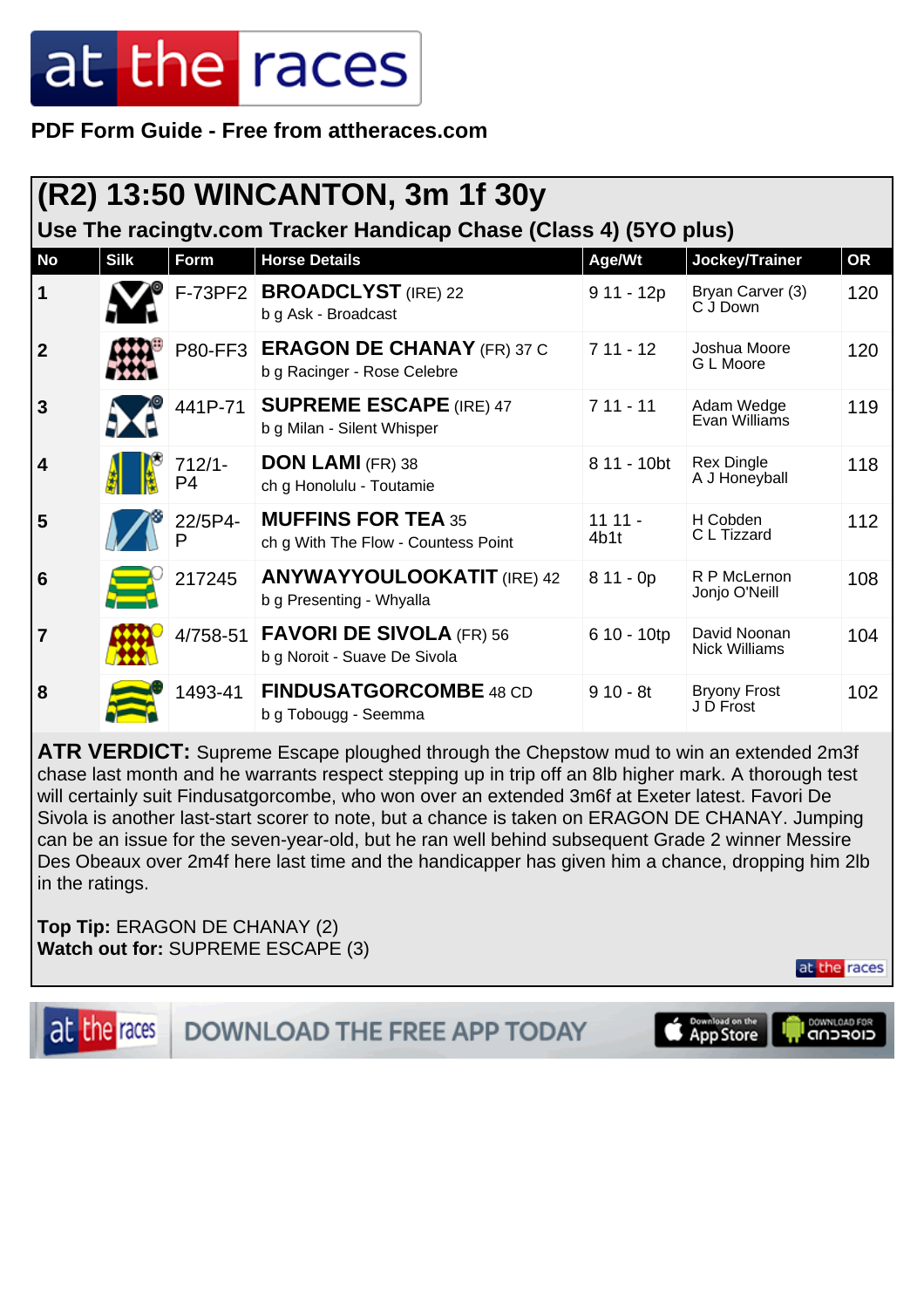PDF Form Guide - Free from attheraces.com

## (R2) 13:50 WINCANTON, 3m 1f 30y

### Use The racingtv.com Tracker Handicap Chase (Class 4) (5YO plus)

| No | Silk | Form | Horse Details | Age/Wt | Jockey/Trainer | OR |
|---|---|---|---|---|---|---|
| 1 | | F-73PF2 | **BROADCLYST** (IRE) 22<br>b g Ask - Broadcast | 9 11 - 12p | Bryan Carver (3)<br>C J Down | 120 |
| 2 | | P80-FF3 | **ERAGON DE CHANAY** (FR) 37 C<br>b g Racinger - Rose Celebre | 7 11 - 12 | Joshua Moore<br>G L Moore | 120 |
| 3 | | 441P-71 | **SUPREME ESCAPE** (IRE) 47<br>b g Milan - Silent Whisper | 7 11 - 11 | Adam Wedge<br>Evan Williams | 119 |
| 4 | | 712/1-P4 | **DON LAMI** (FR) 38<br>ch g Honolulu - Toutamie | 8 11 - 10bt | Rex Dingle<br>A J Honeyball | 118 |
| 5 | | 22/5P4-P | **MUFFINS FOR TEA** 35<br>ch g With The Flow - Countess Point | 11 11 - 4b1t | H Cobden<br>C L Tizzard | 112 |
| 6 | | 217245 | **ANYWAYYOULOOKATIT** (IRE) 42<br>b g Presenting - Whyalla | 8 11 - 0p | R P McLernon<br>Jonjo O'Neill | 108 |
| 7 | | 4/758-51 | **FAVORI DE SIVOLA** (FR) 56<br>b g Noroit - Suave De Sivola | 6 10 - 10tp | David Noonan<br>Nick Williams | 104 |
| 8 | | 1493-41 | **FINDUSATGORCOMBE** 48 CD<br>b g Tobougg - Seemma | 9 10 - 8t | Bryony Frost<br>J D Frost | 102 |

**ATR VERDICT:** Supreme Escape ploughed through the Chepstow mud to win an extended 2m3f chase last month and he warrants respect stepping up in trip off an 8lb higher mark. A thorough test will certainly suit Findusatgorcombe, who won over an extended 3m6f at Exeter latest. Favori De Sivola is another last-start scorer to note, but a chance is taken on ERAGON DE CHANAY. Jumping can be an issue for the seven-year-old, but he ran well behind subsequent Grade 2 winner Messire Des Obeaux over 2m4f here last time and the handicapper has given him a chance, dropping him 2lb in the ratings.

**Top Tip:** ERAGON DE CHANAY (2)
**Watch out for:** SUPREME ESCAPE (3)

DOWNLOAD THE FREE APP TODAY